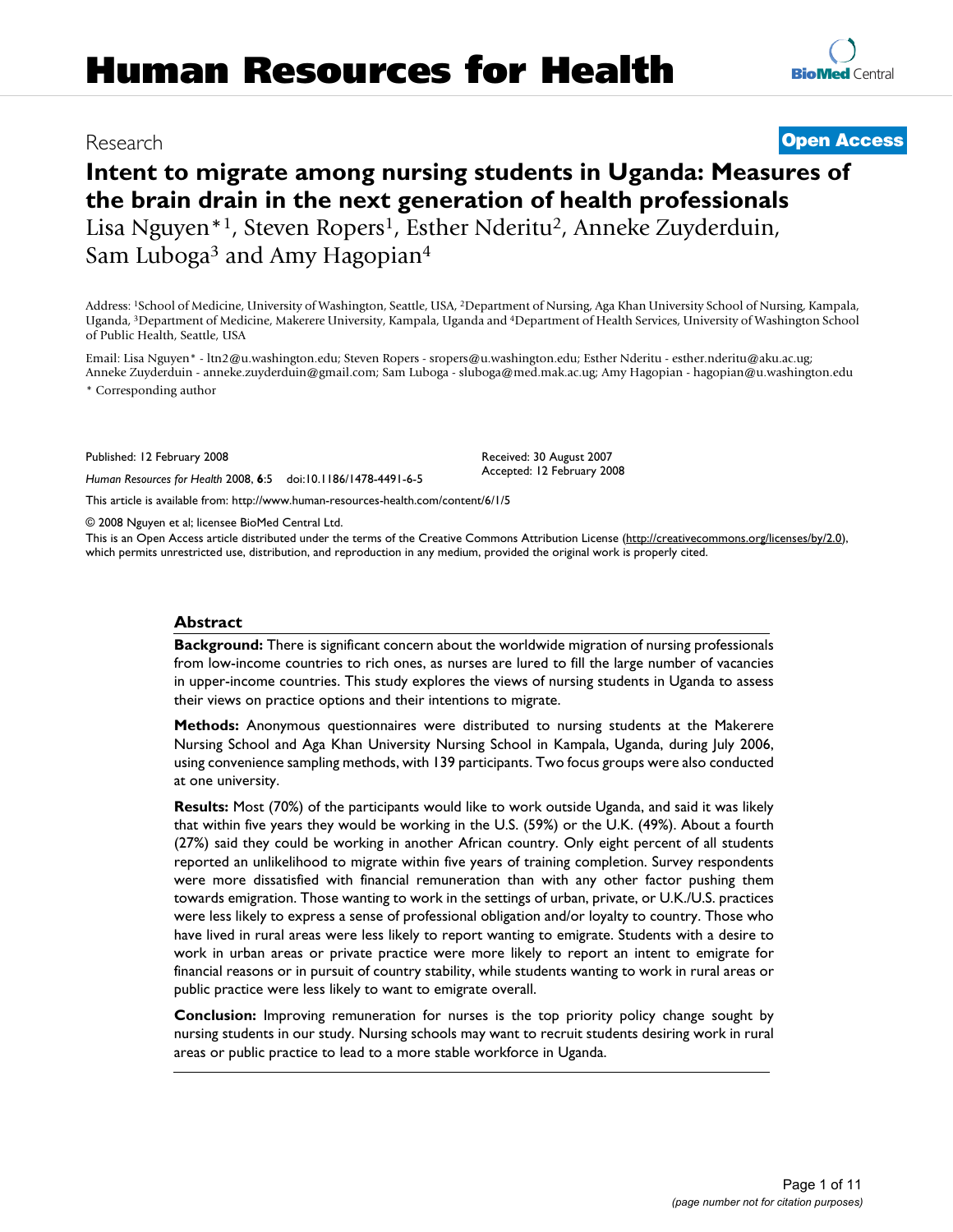# Human Resources for Health

Research

**Open Access**

## Intent to migrate among nursing students in Uganda: Measures of the brain drain in the next generation of health professionals

Lisa Nguyen*[1], Steven Ropers[1], Esther Nderitu[2], Anneke Zuyderduin, Sam Luboga[3] and Amy Hagopian[4]

Address: [1]School of Medicine, University of Washington, Seattle, USA, [2]Department of Nursing, Aga Khan University School of Nursing, Kampala, Uganda, [3]Department of Medicine, Makerere University, Kampala, Uganda and [4]Department of Health Services, University of Washington School of Public Health, Seattle, USA

Email: Lisa Nguyen* - ltn2@u.washington.edu; Steven Ropers - sropers@u.washington.edu; Esther Nderitu - esther.nderitu@aku.ac.ug; Anneke Zuyderduin - anneke.zuyderduin@gmail.com; Sam Luboga - sluboga@med.mak.ac.ug; Amy Hagopian - hagopian@u.washington.edu

\* Corresponding author

Published: 12 February 2008

*Human Resources for Health* 2008, **6**:5 doi:10.1186/1478-4491-6-5

Received: 30 August 2007
Accepted: 12 February 2008

This article is available from: http://www.human-resources-health.com/content/6/1/5

© 2008 Nguyen et al; licensee BioMed Central Ltd.

This is an Open Access article distributed under the terms of the Creative Commons Attribution License (http://creativecommons.org/licenses/by/2.0), which permits unrestricted use, distribution, and reproduction in any medium, provided the original work is properly cited.

### Abstract

**Background:** There is significant concern about the worldwide migration of nursing professionals from low-income countries to rich ones, as nurses are lured to fill the large number of vacancies in upper-income countries. This study explores the views of nursing students in Uganda to assess their views on practice options and their intentions to migrate.

**Methods:** Anonymous questionnaires were distributed to nursing students at the Makerere Nursing School and Aga Khan University Nursing School in Kampala, Uganda, during July 2006, using convenience sampling methods, with 139 participants. Two focus groups were also conducted at one university.

**Results:** Most (70%) of the participants would like to work outside Uganda, and said it was likely that within five years they would be working in the U.S. (59%) or the U.K. (49%). About a fourth (27%) said they could be working in another African country. Only eight percent of all students reported an unlikelihood to migrate within five years of training completion. Survey respondents were more dissatisfied with financial remuneration than with any other factor pushing them towards emigration. Those wanting to work in the settings of urban, private, or U.K./U.S. practices were less likely to express a sense of professional obligation and/or loyalty to country. Those who have lived in rural areas were less likely to report wanting to emigrate. Students with a desire to work in urban areas or private practice were more likely to report an intent to emigrate for financial reasons or in pursuit of country stability, while students wanting to work in rural areas or public practice were less likely to want to emigrate overall.

**Conclusion:** Improving remuneration for nurses is the top priority policy change sought by nursing students in our study. Nursing schools may want to recruit students desiring work in rural areas or public practice to lead to a more stable workforce in Uganda.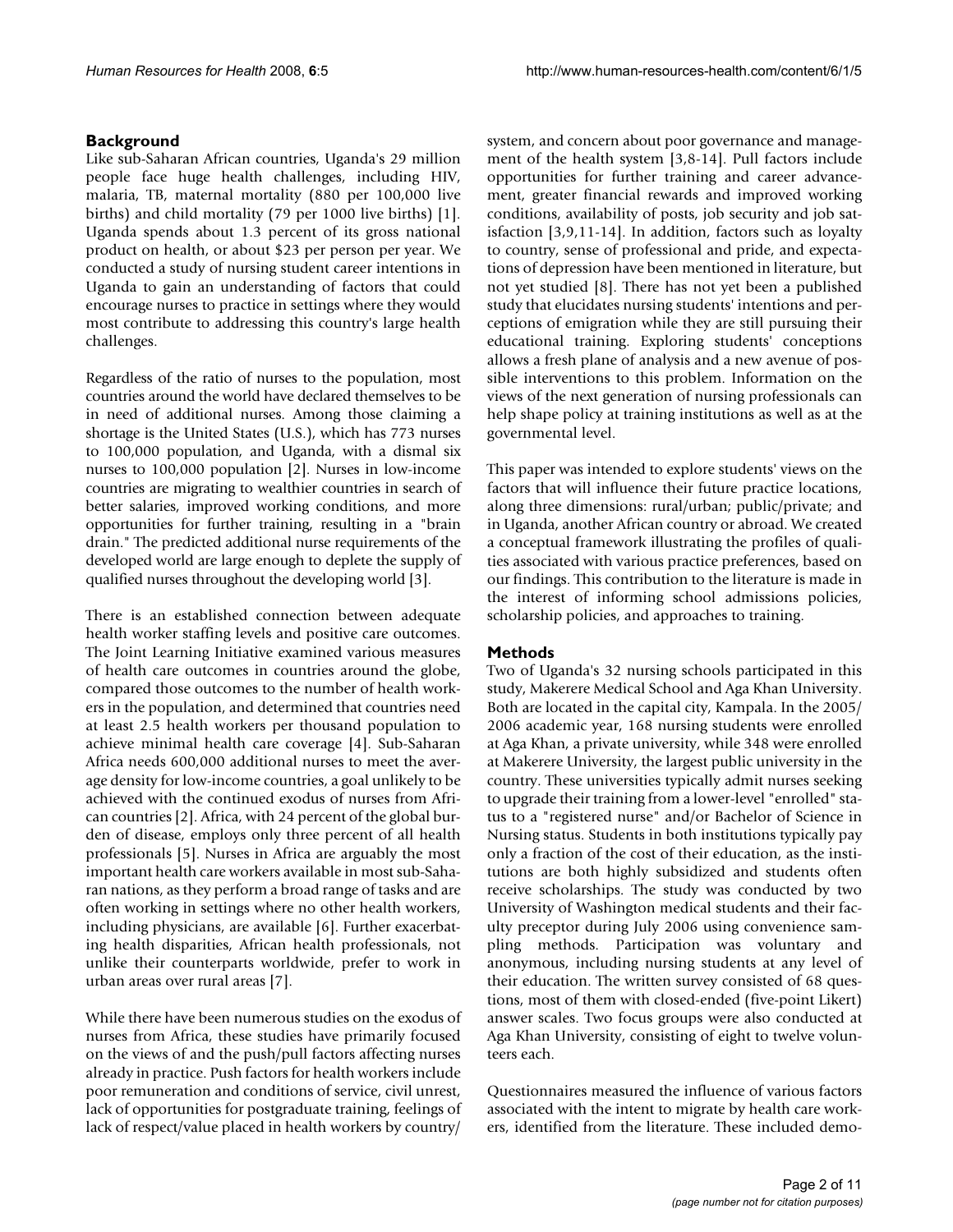## Background

Like sub-Saharan African countries, Uganda's 29 million people face huge health challenges, including HIV, malaria, TB, maternal mortality (880 per 100,000 live births) and child mortality (79 per 1000 live births) [1]. Uganda spends about 1.3 percent of its gross national product on health, or about $23 per person per year. We conducted a study of nursing student career intentions in Uganda to gain an understanding of factors that could encourage nurses to practice in settings where they would most contribute to addressing this country's large health challenges.

Regardless of the ratio of nurses to the population, most countries around the world have declared themselves to be in need of additional nurses. Among those claiming a shortage is the United States (U.S.), which has 773 nurses to 100,000 population, and Uganda, with a dismal six nurses to 100,000 population [2]. Nurses in low-income countries are migrating to wealthier countries in search of better salaries, improved working conditions, and more opportunities for further training, resulting in a "brain drain." The predicted additional nurse requirements of the developed world are large enough to deplete the supply of qualified nurses throughout the developing world [3].

There is an established connection between adequate health worker staffing levels and positive care outcomes. The Joint Learning Initiative examined various measures of health care outcomes in countries around the globe, compared those outcomes to the number of health workers in the population, and determined that countries need at least 2.5 health workers per thousand population to achieve minimal health care coverage [4]. Sub-Saharan Africa needs 600,000 additional nurses to meet the average density for low-income countries, a goal unlikely to be achieved with the continued exodus of nurses from African countries [2]. Africa, with 24 percent of the global burden of disease, employs only three percent of all health professionals [5]. Nurses in Africa are arguably the most important health care workers available in most sub-Saharan nations, as they perform a broad range of tasks and are often working in settings where no other health workers, including physicians, are available [6]. Further exacerbating health disparities, African health professionals, not unlike their counterparts worldwide, prefer to work in urban areas over rural areas [7].

While there have been numerous studies on the exodus of nurses from Africa, these studies have primarily focused on the views of and the push/pull factors affecting nurses already in practice. Push factors for health workers include poor remuneration and conditions of service, civil unrest, lack of opportunities for postgraduate training, feelings of lack of respect/value placed in health workers by country/system, and concern about poor governance and management of the health system [3,8-14]. Pull factors include opportunities for further training and career advancement, greater financial rewards and improved working conditions, availability of posts, job security and job satisfaction [3,9,11-14]. In addition, factors such as loyalty to country, sense of professional and pride, and expectations of depression have been mentioned in literature, but not yet studied [8]. There has not yet been a published study that elucidates nursing students' intentions and perceptions of emigration while they are still pursuing their educational training. Exploring students' conceptions allows a fresh plane of analysis and a new avenue of possible interventions to this problem. Information on the views of the next generation of nursing professionals can help shape policy at training institutions as well as at the governmental level.

This paper was intended to explore students' views on the factors that will influence their future practice locations, along three dimensions: rural/urban; public/private; and in Uganda, another African country or abroad. We created a conceptual framework illustrating the profiles of qualities associated with various practice preferences, based on our findings. This contribution to the literature is made in the interest of informing school admissions policies, scholarship policies, and approaches to training.

## Methods

Two of Uganda's 32 nursing schools participated in this study, Makerere Medical School and Aga Khan University. Both are located in the capital city, Kampala. In the 2005/2006 academic year, 168 nursing students were enrolled at Aga Khan, a private university, while 348 were enrolled at Makerere University, the largest public university in the country. These universities typically admit nurses seeking to upgrade their training from a lower-level "enrolled" status to a "registered nurse" and/or Bachelor of Science in Nursing status. Students in both institutions typically pay only a fraction of the cost of their education, as the institutions are both highly subsidized and students often receive scholarships. The study was conducted by two University of Washington medical students and their faculty preceptor during July 2006 using convenience sampling methods. Participation was voluntary and anonymous, including nursing students at any level of their education. The written survey consisted of 68 questions, most of them with closed-ended (five-point Likert) answer scales. Two focus groups were also conducted at Aga Khan University, consisting of eight to twelve volunteers each.

Questionnaires measured the influence of various factors associated with the intent to migrate by health care workers, identified from the literature. These included demo-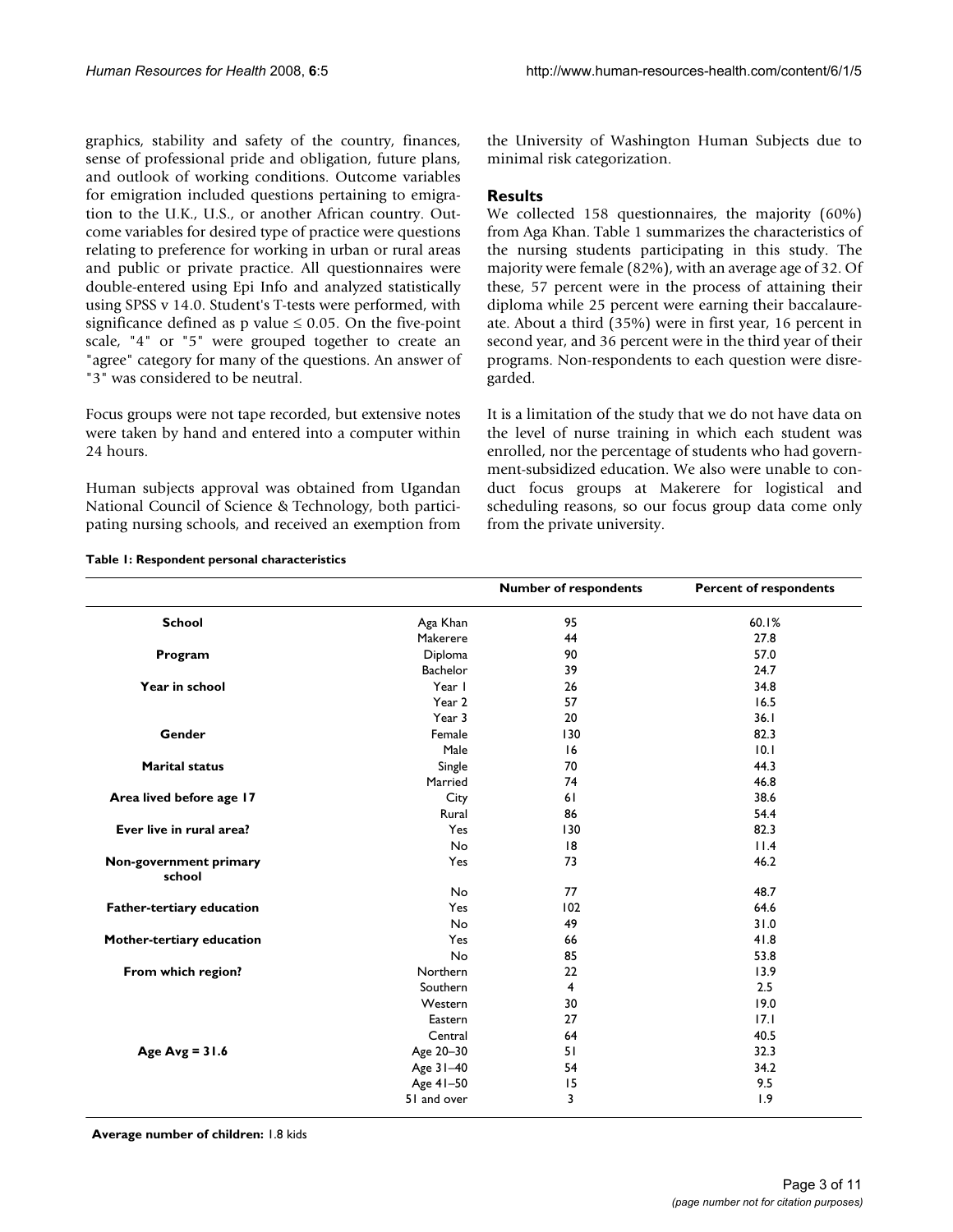graphics, stability and safety of the country, finances, sense of professional pride and obligation, future plans, and outlook of working conditions. Outcome variables for emigration included questions pertaining to emigration to the U.K., U.S., or another African country. Outcome variables for desired type of practice were questions relating to preference for working in urban or rural areas and public or private practice. All questionnaires were double-entered using Epi Info and analyzed statistically using SPSS v 14.0. Student's T-tests were performed, with significance defined as p value $\leq 0.05$. On the five-point scale, "4" or "5" were grouped together to create an "agree" category for many of the questions. An answer of "3" was considered to be neutral.

Focus groups were not tape recorded, but extensive notes were taken by hand and entered into a computer within 24 hours.

Human subjects approval was obtained from Ugandan National Council of Science & Technology, both participating nursing schools, and received an exemption from the University of Washington Human Subjects due to minimal risk categorization.

## Results

We collected 158 questionnaires, the majority (60%) from Aga Khan. Table 1 summarizes the characteristics of the nursing students participating in this study. The majority were female (82%), with an average age of 32. Of these, 57 percent were in the process of attaining their diploma while 25 percent were earning their baccalaureate. About a third (35%) were in first year, 16 percent in second year, and 36 percent were in the third year of their programs. Non-respondents to each question were disregarded.

It is a limitation of the study that we do not have data on the level of nurse training in which each student was enrolled, nor the percentage of students who had government-subsidized education. We also were unable to conduct focus groups at Makerere for logistical and scheduling reasons, so our focus group data come only from the private university.

**Table 1: Respondent personal characteristics**

| | | Number of respondents | Percent of respondents |
|---|---|---|---|
| **School** | Aga Khan | 95 | 60.1% |
| | Makerere | 44 | 27.8 |
| **Program** | Diploma | 90 | 57.0 |
| | Bachelor | 39 | 24.7 |
| **Year in school** | Year 1 | 26 | 34.8 |
| | Year 2 | 57 | 16.5 |
| | Year 3 | 20 | 36.1 |
| **Gender** | Female | 130 | 82.3 |
| | Male | 16 | 10.1 |
| **Marital status** | Single | 70 | 44.3 |
| | Married | 74 | 46.8 |
| **Area lived before age 17** | City | 61 | 38.6 |
| | Rural | 86 | 54.4 |
| **Ever live in rural area?** | Yes | 130 | 82.3 |
| | No | 18 | 11.4 |
| **Non-government primary school** | Yes | 73 | 46.2 |
| | No | 77 | 48.7 |
| **Father-tertiary education** | Yes | 102 | 64.6 |
| | No | 49 | 31.0 |
| **Mother-tertiary education** | Yes | 66 | 41.8 |
| | No | 85 | 53.8 |
| **From which region?** | Northern | 22 | 13.9 |
| | Southern | 4 | 2.5 |
| | Western | 30 | 19.0 |
| | Eastern | 27 | 17.1 |
| | Central | 64 | 40.5 |
| **Age Avg = 31.6** | Age 20–30 | 51 | 32.3 |
| | Age 31–40 | 54 | 34.2 |
| | Age 41–50 | 15 | 9.5 |
| | 51 and over | 3 | 1.9 |

**Average number of children:** 1.8 kids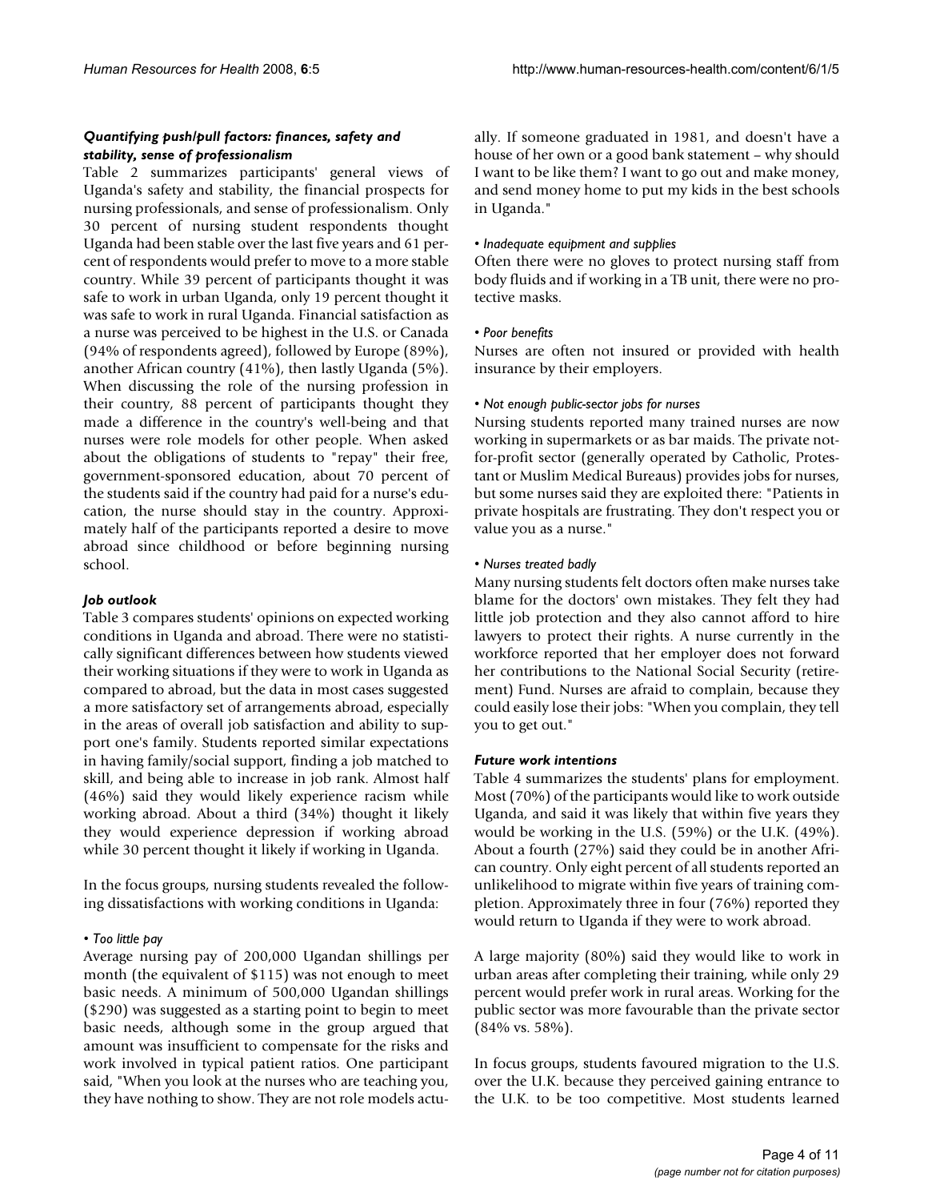### *Quantifying push/pull factors: finances, safety and stability, sense of professionalism*

Table 2 summarizes participants' general views of Uganda's safety and stability, the financial prospects for nursing professionals, and sense of professionalism. Only 30 percent of nursing student respondents thought Uganda had been stable over the last five years and 61 percent of respondents would prefer to move to a more stable country. While 39 percent of participants thought it was safe to work in urban Uganda, only 19 percent thought it was safe to work in rural Uganda. Financial satisfaction as a nurse was perceived to be highest in the U.S. or Canada (94% of respondents agreed), followed by Europe (89%), another African country (41%), then lastly Uganda (5%). When discussing the role of the nursing profession in their country, 88 percent of participants thought they made a difference in the country's well-being and that nurses were role models for other people. When asked about the obligations of students to "repay" their free, government-sponsored education, about 70 percent of the students said if the country had paid for a nurse's education, the nurse should stay in the country. Approximately half of the participants reported a desire to move abroad since childhood or before beginning nursing school.

### *Job outlook*

Table 3 compares students' opinions on expected working conditions in Uganda and abroad. There were no statistically significant differences between how students viewed their working situations if they were to work in Uganda as compared to abroad, but the data in most cases suggested a more satisfactory set of arrangements abroad, especially in the areas of overall job satisfaction and ability to support one's family. Students reported similar expectations in having family/social support, finding a job matched to skill, and being able to increase in job rank. Almost half (46%) said they would likely experience racism while working abroad. About a third (34%) thought it likely they would experience depression if working abroad while 30 percent thought it likely if working in Uganda.

In the focus groups, nursing students revealed the following dissatisfactions with working conditions in Uganda:

• *Too little pay*

Average nursing pay of 200,000 Ugandan shillings per month (the equivalent of $115) was not enough to meet basic needs. A minimum of 500,000 Ugandan shillings ($290) was suggested as a starting point to begin to meet basic needs, although some in the group argued that amount was insufficient to compensate for the risks and work involved in typical patient ratios. One participant said, "When you look at the nurses who are teaching you, they have nothing to show. They are not role models actually. If someone graduated in 1981, and doesn't have a house of her own or a good bank statement – why should I want to be like them? I want to go out and make money, and send money home to put my kids in the best schools in Uganda."

• *Inadequate equipment and supplies*

Often there were no gloves to protect nursing staff from body fluids and if working in a TB unit, there were no protective masks.

• *Poor benefits*

Nurses are often not insured or provided with health insurance by their employers.

• *Not enough public-sector jobs for nurses*

Nursing students reported many trained nurses are now working in supermarkets or as bar maids. The private not-for-profit sector (generally operated by Catholic, Protestant or Muslim Medical Bureaus) provides jobs for nurses, but some nurses said they are exploited there: "Patients in private hospitals are frustrating. They don't respect you or value you as a nurse."

• *Nurses treated badly*

Many nursing students felt doctors often make nurses take blame for the doctors' own mistakes. They felt they had little job protection and they also cannot afford to hire lawyers to protect their rights. A nurse currently in the workforce reported that her employer does not forward her contributions to the National Social Security (retirement) Fund. Nurses are afraid to complain, because they could easily lose their jobs: "When you complain, they tell you to get out."

### *Future work intentions*

Table 4 summarizes the students' plans for employment. Most (70%) of the participants would like to work outside Uganda, and said it was likely that within five years they would be working in the U.S. (59%) or the U.K. (49%). About a fourth (27%) said they could be in another African country. Only eight percent of all students reported an unlikelihood to migrate within five years of training completion. Approximately three in four (76%) reported they would return to Uganda if they were to work abroad.

A large majority (80%) said they would like to work in urban areas after completing their training, while only 29 percent would prefer work in rural areas. Working for the public sector was more favourable than the private sector (84% vs. 58%).

In focus groups, students favoured migration to the U.S. over the U.K. because they perceived gaining entrance to the U.K. to be too competitive. Most students learned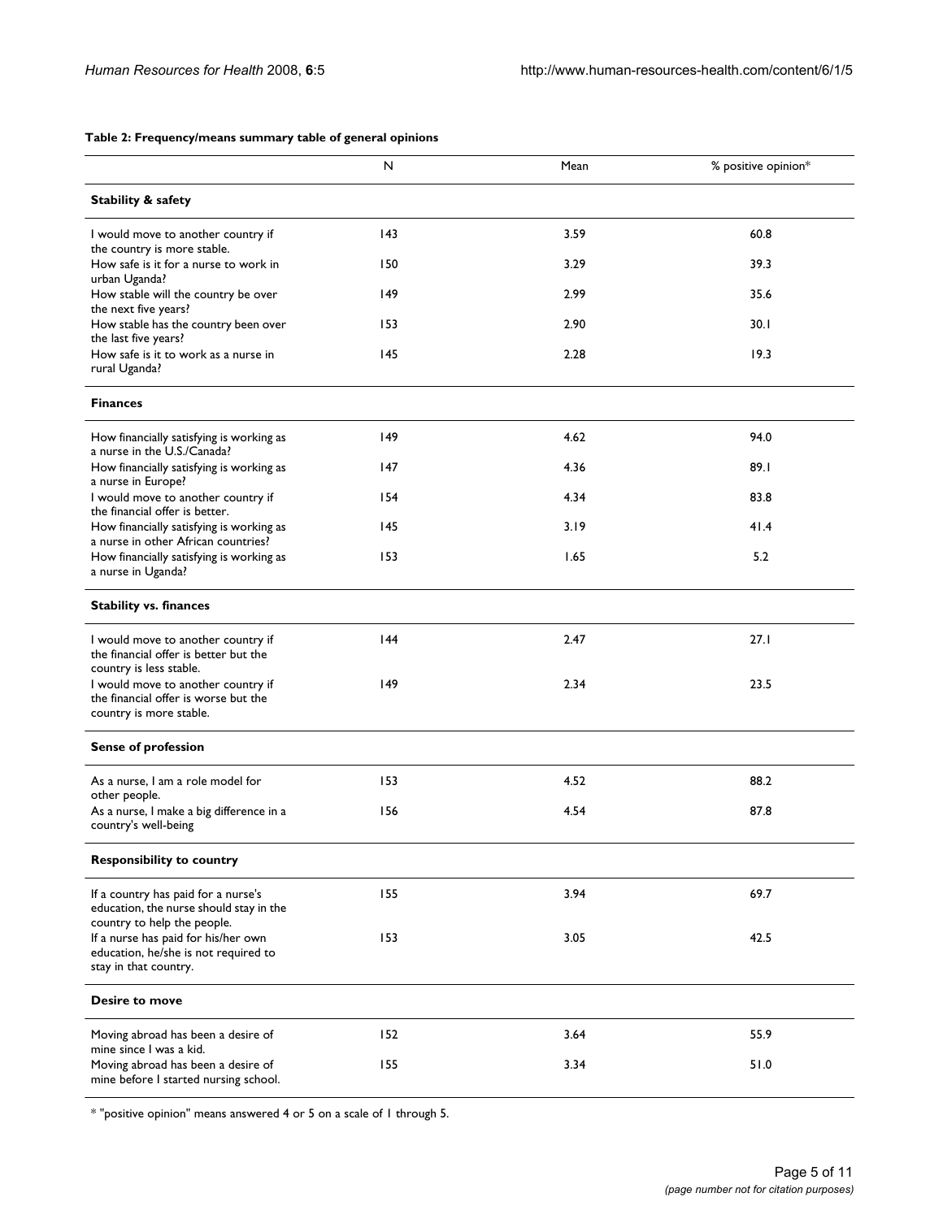**Table 2: Frequency/means summary table of general opinions**

| | N | Mean | % positive opinion* |
|---|---|---|---|
| **Stability & safety** | | | |
| I would move to another country if the country is more stable. | 143 | 3.59 | 60.8 |
| How safe is it for a nurse to work in urban Uganda? | 150 | 3.29 | 39.3 |
| How stable will the country be over the next five years? | 149 | 2.99 | 35.6 |
| How stable has the country been over the last five years? | 153 | 2.90 | 30.1 |
| How safe is it to work as a nurse in rural Uganda? | 145 | 2.28 | 19.3 |
| **Finances** | | | |
| How financially satisfying is working as a nurse in the U.S./Canada? | 149 | 4.62 | 94.0 |
| How financially satisfying is working as a nurse in Europe? | 147 | 4.36 | 89.1 |
| I would move to another country if the financial offer is better. | 154 | 4.34 | 83.8 |
| How financially satisfying is working as a nurse in other African countries? | 145 | 3.19 | 41.4 |
| How financially satisfying is working as a nurse in Uganda? | 153 | 1.65 | 5.2 |
| **Stability vs. finances** | | | |
| I would move to another country if the financial offer is better but the country is less stable. | 144 | 2.47 | 27.1 |
| I would move to another country if the financial offer is worse but the country is more stable. | 149 | 2.34 | 23.5 |
| **Sense of profession** | | | |
| As a nurse, I am a role model for other people. | 153 | 4.52 | 88.2 |
| As a nurse, I make a big difference in a country's well-being | 156 | 4.54 | 87.8 |
| **Responsibility to country** | | | |
| If a country has paid for a nurse's education, the nurse should stay in the country to help the people. | 155 | 3.94 | 69.7 |
| If a nurse has paid for his/her own education, he/she is not required to stay in that country. | 153 | 3.05 | 42.5 |
| **Desire to move** | | | |
| Moving abroad has been a desire of mine since I was a kid. | 152 | 3.64 | 55.9 |
| Moving abroad has been a desire of mine before I started nursing school. | 155 | 3.34 | 51.0 |

* "positive opinion" means answered 4 or 5 on a scale of 1 through 5.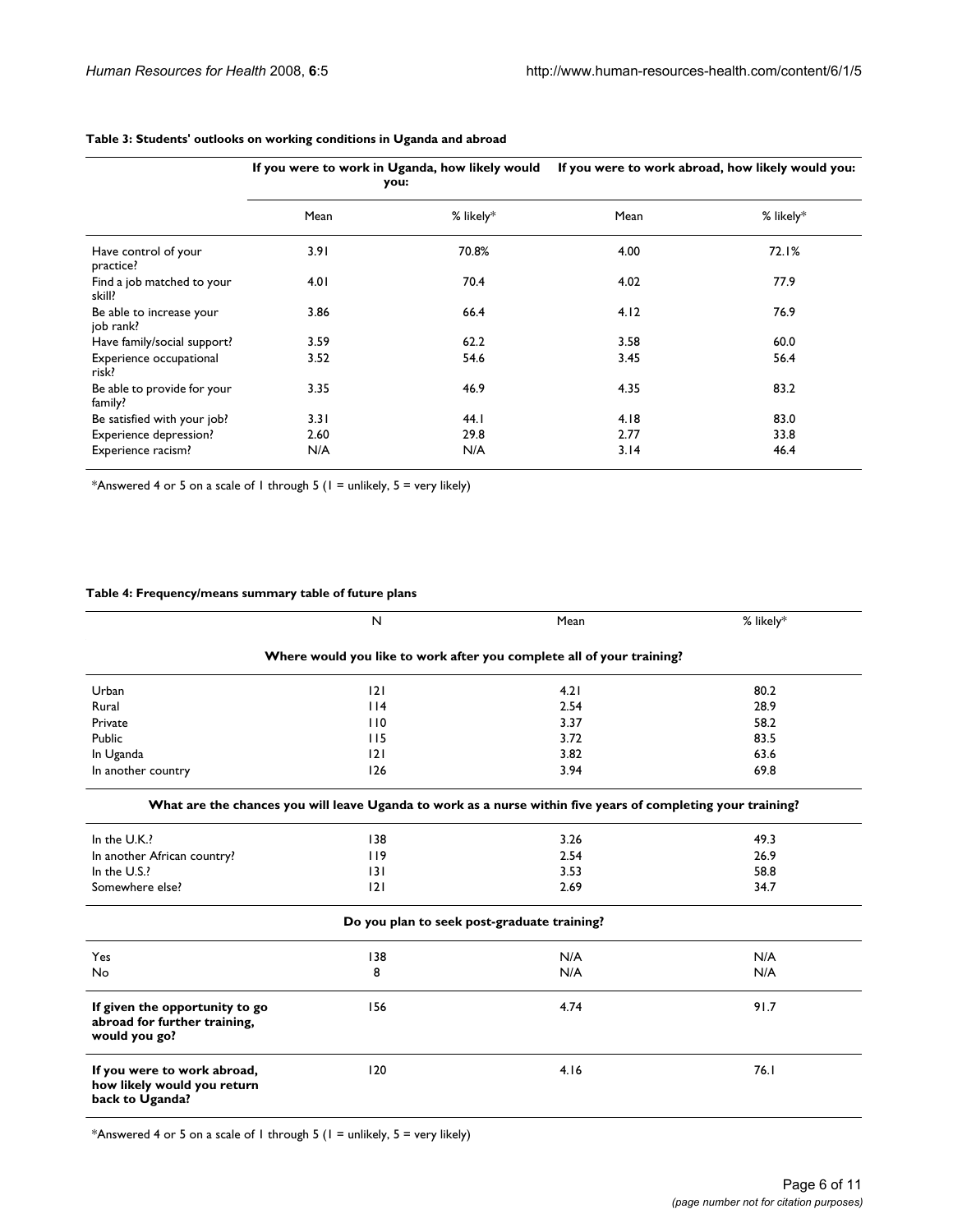**Table 3: Students' outlooks on working conditions in Uganda and abroad**

| | If you were to work in Uganda, how likely would you: | | If you were to work abroad, how likely would you: | |
|---|---|---|---|---|
| | Mean | % likely* | Mean | % likely* |
| Have control of your practice? | 3.91 | 70.8% | 4.00 | 72.1% |
| Find a job matched to your skill? | 4.01 | 70.4 | 4.02 | 77.9 |
| Be able to increase your job rank? | 3.86 | 66.4 | 4.12 | 76.9 |
| Have family/social support? | 3.59 | 62.2 | 3.58 | 60.0 |
| Experience occupational risk? | 3.52 | 54.6 | 3.45 | 56.4 |
| Be able to provide for your family? | 3.35 | 46.9 | 4.35 | 83.2 |
| Be satisfied with your job? | 3.31 | 44.1 | 4.18 | 83.0 |
| Experience depression? | 2.60 | 29.8 | 2.77 | 33.8 |
| Experience racism? | N/A | N/A | 3.14 | 46.4 |

*Answered 4 or 5 on a scale of 1 through 5 (1 = unlikely, 5 = very likely)

**Table 4: Frequency/means summary table of future plans**

| | N | Mean | % likely* |
|---|---|---|---|
| **Where would you like to work after you complete all of your training?** | | | |
| Urban | 121 | 4.21 | 80.2 |
| Rural | 114 | 2.54 | 28.9 |
| Private | 110 | 3.37 | 58.2 |
| Public | 115 | 3.72 | 83.5 |
| In Uganda | 121 | 3.82 | 63.6 |
| In another country | 126 | 3.94 | 69.8 |
| **What are the chances you will leave Uganda to work as a nurse within five years of completing your training?** | | | |
| In the U.K.? | 138 | 3.26 | 49.3 |
| In another African country? | 119 | 2.54 | 26.9 |
| In the U.S.? | 131 | 3.53 | 58.8 |
| Somewhere else? | 121 | 2.69 | 34.7 |
| **Do you plan to seek post-graduate training?** | | | |
| Yes | 138 | N/A | N/A |
| No | 8 | N/A | N/A |
| **If given the opportunity to go abroad for further training, would you go?** | 156 | 4.74 | 91.7 |
| **If you were to work abroad, how likely would you return back to Uganda?** | 120 | 4.16 | 76.1 |

*Answered 4 or 5 on a scale of 1 through 5 (1 = unlikely, 5 = very likely)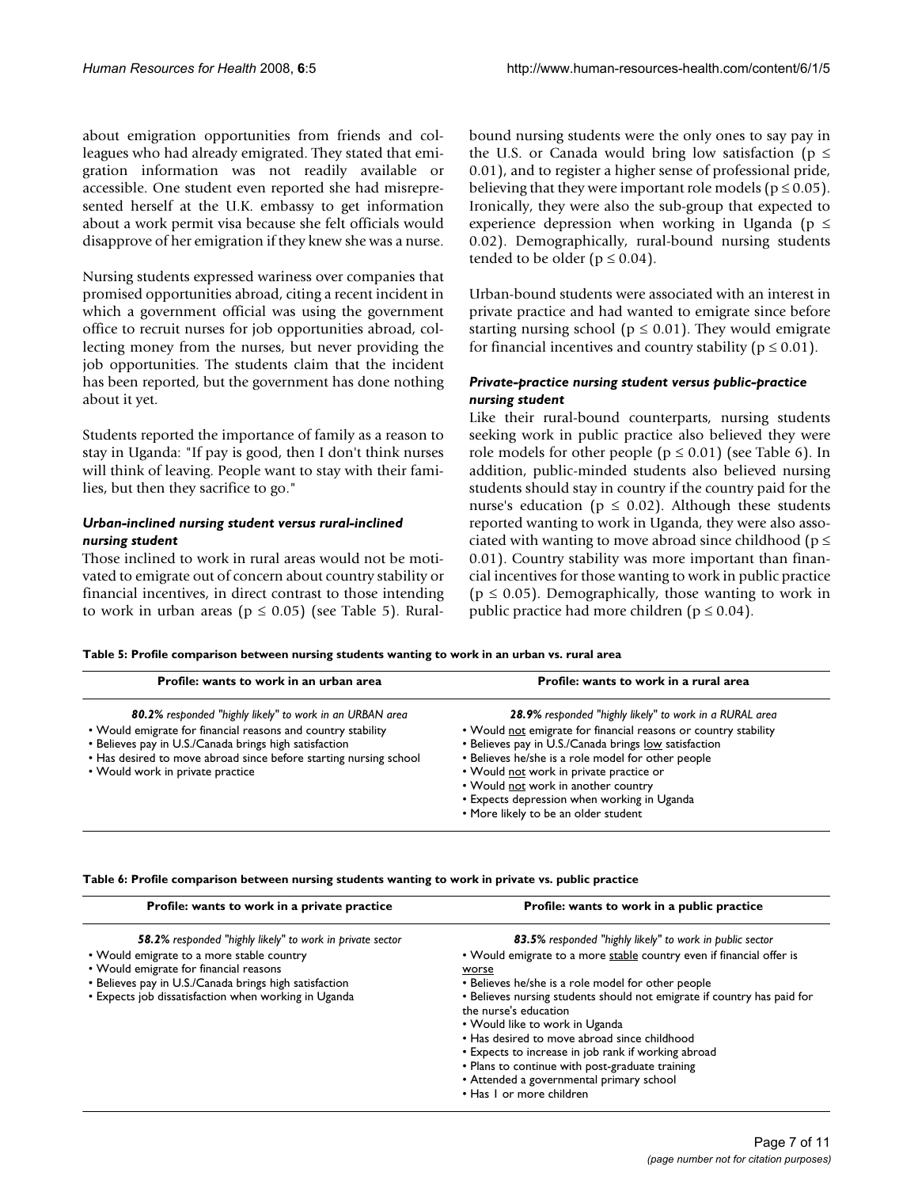about emigration opportunities from friends and colleagues who had already emigrated. They stated that emigration information was not readily available or accessible. One student even reported she had misrepresented herself at the U.K. embassy to get information about a work permit visa because she felt officials would disapprove of her emigration if they knew she was a nurse.

Nursing students expressed wariness over companies that promised opportunities abroad, citing a recent incident in which a government official was using the government office to recruit nurses for job opportunities abroad, collecting money from the nurses, but never providing the job opportunities. The students claim that the incident has been reported, but the government has done nothing about it yet.

Students reported the importance of family as a reason to stay in Uganda: "If pay is good, then I don't think nurses will think of leaving. People want to stay with their families, but then they sacrifice to go."

### *Urban-inclined nursing student versus rural-inclined nursing student*

Those inclined to work in rural areas would not be motivated to emigrate out of concern about country stability or financial incentives, in direct contrast to those intending to work in urban areas ($p \leq 0.05$) (see Table 5). Rural-bound nursing students were the only ones to say pay in the U.S. or Canada would bring low satisfaction ($p \leq 0.01$), and to register a higher sense of professional pride, believing that they were important role models ($p \leq 0.05$). Ironically, they were also the sub-group that expected to experience depression when working in Uganda ($p \leq 0.02$). Demographically, rural-bound nursing students tended to be older ($p \leq 0.04$).

Urban-bound students were associated with an interest in private practice and had wanted to emigrate since before starting nursing school ($p \leq 0.01$). They would emigrate for financial incentives and country stability ($p \leq 0.01$).

### *Private-practice nursing student versus public-practice nursing student*

Like their rural-bound counterparts, nursing students seeking work in public practice also believed they were role models for other people ($p \leq 0.01$) (see Table 6). In addition, public-minded students also believed nursing students should stay in country if the country paid for the nurse's education ($p \leq 0.02$). Although these students reported wanting to work in Uganda, they were also associated with wanting to move abroad since childhood ($p \leq 0.01$). Country stability was more important than financial incentives for those wanting to work in public practice ($p \leq 0.05$). Demographically, those wanting to work in public practice had more children ($p \leq 0.04$).

**Table 5: Profile comparison between nursing students wanting to work in an urban vs. rural area**

| Profile: wants to work in an urban area | Profile: wants to work in a rural area |
| --- | --- |
| ***80.2%** responded "highly likely" to work in an URBAN area* | ***28.9%** responded "highly likely" to work in a RURAL area* |
| • Would emigrate for financial reasons and country stability | • Would not emigrate for financial reasons or country stability |
| • Believes pay in U.S./Canada brings high satisfaction | • Believes pay in U.S./Canada brings low satisfaction |
| • Has desired to move abroad since before starting nursing school | • Believes he/she is a role model for other people |
| • Would work in private practice | • Would not work in private practice or |
| | • Would not work in another country |
| | • Expects depression when working in Uganda |
| | • More likely to be an older student |

**Table 6: Profile comparison between nursing students wanting to work in private vs. public practice**

| Profile: wants to work in a private practice | Profile: wants to work in a public practice |
| --- | --- |
| ***58.2%** responded "highly likely" to work in private sector* | ***83.5%** responded "highly likely" to work in public sector* |
| • Would emigrate to a more stable country | • Would emigrate to a more stable country even if financial offer is worse |
| • Would emigrate for financial reasons | • Believes he/she is a role model for other people |
| • Believes pay in U.S./Canada brings high satisfaction | • Believes nursing students should not emigrate if country has paid for the nurse's education |
| • Expects job dissatisfaction when working in Uganda | • Would like to work in Uganda |
| | • Has desired to move abroad since childhood |
| | • Expects to increase in job rank if working abroad |
| | • Plans to continue with post-graduate training |
| | • Attended a governmental primary school |
| | • Has 1 or more children |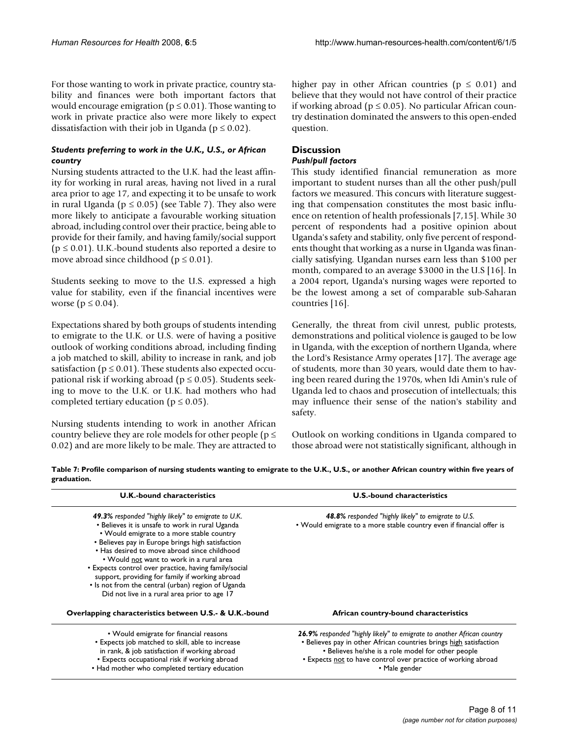For those wanting to work in private practice, country stability and finances were both important factors that would encourage emigration ($p \leq 0.01$). Those wanting to work in private practice also were more likely to expect dissatisfaction with their job in Uganda ($p \leq 0.02$).

#### *Students preferring to work in the U.K., U.S., or African country*

Nursing students attracted to the U.K. had the least affinity for working in rural areas, having not lived in a rural area prior to age 17, and expecting it to be unsafe to work in rural Uganda ($p \leq 0.05$) (see Table 7). They also were more likely to anticipate a favourable working situation abroad, including control over their practice, being able to provide for their family, and having family/social support ($p \leq 0.01$). U.K.-bound students also reported a desire to move abroad since childhood ($p \leq 0.01$).

Students seeking to move to the U.S. expressed a high value for stability, even if the financial incentives were worse ($p \leq 0.04$).

Expectations shared by both groups of students intending to emigrate to the U.K. or U.S. were of having a positive outlook of working conditions abroad, including finding a job matched to skill, ability to increase in rank, and job satisfaction ($p \leq 0.01$). These students also expected occupational risk if working abroad ($p \leq 0.05$). Students seeking to move to the U.K. or U.K. had mothers who had completed tertiary education ($p \leq 0.05$).

Nursing students intending to work in another African country believe they are role models for other people ($p \leq 0.02$) and are more likely to be male. They are attracted to higher pay in other African countries ($p \leq 0.01$) and believe that they would not have control of their practice if working abroad ($p \leq 0.05$). No particular African country destination dominated the answers to this open-ended question.

## Discussion

### *Push/pull factors*

This study identified financial remuneration as more important to student nurses than all the other push/pull factors we measured. This concurs with literature suggesting that compensation constitutes the most basic influence on retention of health professionals [7,15]. While 30 percent of respondents had a positive opinion about Uganda's safety and stability, only five percent of respondents thought that working as a nurse in Uganda was financially satisfying. Ugandan nurses earn less than \$100 per month, compared to an average \$3000 in the U.S [16]. In a 2004 report, Uganda's nursing wages were reported to be the lowest among a set of comparable sub-Saharan countries [16].

Generally, the threat from civil unrest, public protests, demonstrations and political violence is gauged to be low in Uganda, with the exception of northern Uganda, where the Lord's Resistance Army operates [17]. The average age of students, more than 30 years, would date them to having been reared during the 1970s, when Idi Amin's rule of Uganda led to chaos and prosecution of intellectuals; this may influence their sense of the nation's stability and safety.

Outlook on working conditions in Uganda compared to those abroad were not statistically significant, although in

**Table 7: Profile comparison of nursing students wanting to emigrate to the U.K., U.S., or another African country within five years of graduation.**

| U.K.-bound characteristics | U.S.-bound characteristics |
| --- | --- |
| ***49.3%*** *responded "highly likely" to emigrate to U.K.*<br>• Believes it is unsafe to work in rural Uganda<br>• Would emigrate to a more stable country<br>• Believes pay in Europe brings high satisfaction<br>• Has desired to move abroad since childhood<br>• Would not want to work in a rural area<br>• Expects control over practice, having family/social support, providing for family if working abroad<br>• Is not from the central (urban) region of Uganda<br>Did not live in a rural area prior to age 17 | ***48.8%*** *responded "highly likely" to emigrate to U.S.*<br>• Would emigrate to a more stable country even if financial offer is |
| **Overlapping characteristics between U.S.- & U.K.-bound** | **African country-bound characteristics** |
| • Would emigrate for financial reasons<br>• Expects job matched to skill, able to increase in rank, & job satisfaction if working abroad<br>• Expects occupational risk if working abroad<br>• Had mother who completed tertiary education | ***26.9%*** *responded "highly likely" to emigrate to another African country*<br>• Believes pay in other African countries brings high satisfaction<br>• Believes he/she is a role model for other people<br>• Expects not to have control over practice of working abroad<br>• Male gender |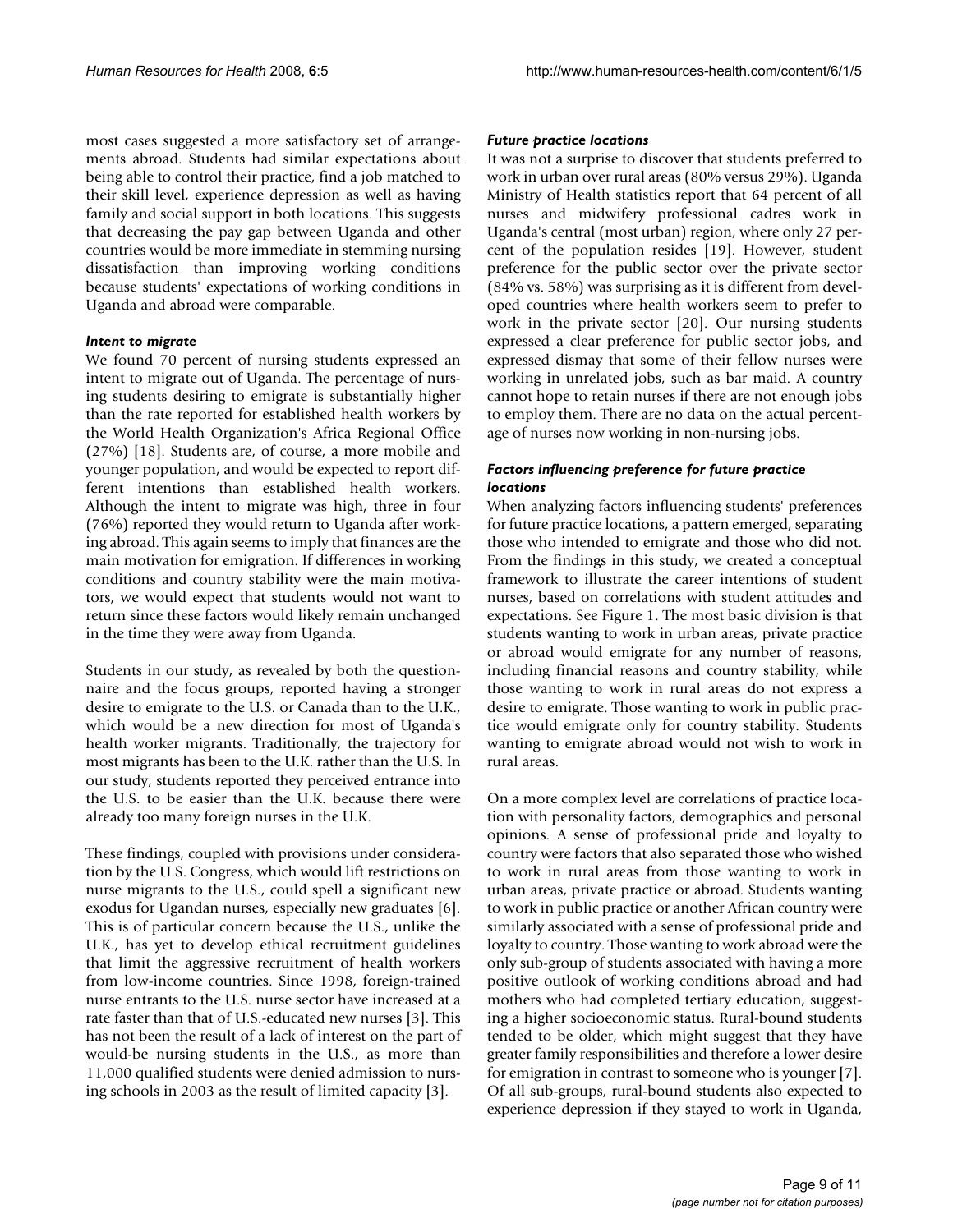most cases suggested a more satisfactory set of arrangements abroad. Students had similar expectations about being able to control their practice, find a job matched to their skill level, experience depression as well as having family and social support in both locations. This suggests that decreasing the pay gap between Uganda and other countries would be more immediate in stemming nursing dissatisfaction than improving working conditions because students' expectations of working conditions in Uganda and abroad were comparable.

### *Intent to migrate*

We found 70 percent of nursing students expressed an intent to migrate out of Uganda. The percentage of nursing students desiring to emigrate is substantially higher than the rate reported for established health workers by the World Health Organization's Africa Regional Office (27%) [18]. Students are, of course, a more mobile and younger population, and would be expected to report different intentions than established health workers. Although the intent to migrate was high, three in four (76%) reported they would return to Uganda after working abroad. This again seems to imply that finances are the main motivation for emigration. If differences in working conditions and country stability were the main motivators, we would expect that students would not want to return since these factors would likely remain unchanged in the time they were away from Uganda.

Students in our study, as revealed by both the questionnaire and the focus groups, reported having a stronger desire to emigrate to the U.S. or Canada than to the U.K., which would be a new direction for most of Uganda's health worker migrants. Traditionally, the trajectory for most migrants has been to the U.K. rather than the U.S. In our study, students reported they perceived entrance into the U.S. to be easier than the U.K. because there were already too many foreign nurses in the U.K.

These findings, coupled with provisions under consideration by the U.S. Congress, which would lift restrictions on nurse migrants to the U.S., could spell a significant new exodus for Ugandan nurses, especially new graduates [6]. This is of particular concern because the U.S., unlike the U.K., has yet to develop ethical recruitment guidelines that limit the aggressive recruitment of health workers from low-income countries. Since 1998, foreign-trained nurse entrants to the U.S. nurse sector have increased at a rate faster than that of U.S.-educated new nurses [3]. This has not been the result of a lack of interest on the part of would-be nursing students in the U.S., as more than 11,000 qualified students were denied admission to nursing schools in 2003 as the result of limited capacity [3].

### *Future practice locations*

It was not a surprise to discover that students preferred to work in urban over rural areas (80% versus 29%). Uganda Ministry of Health statistics report that 64 percent of all nurses and midwifery professional cadres work in Uganda's central (most urban) region, where only 27 percent of the population resides [19]. However, student preference for the public sector over the private sector (84% vs. 58%) was surprising as it is different from developed countries where health workers seem to prefer to work in the private sector [20]. Our nursing students expressed a clear preference for public sector jobs, and expressed dismay that some of their fellow nurses were working in unrelated jobs, such as bar maid. A country cannot hope to retain nurses if there are not enough jobs to employ them. There are no data on the actual percentage of nurses now working in non-nursing jobs.

### *Factors influencing preference for future practice locations*

When analyzing factors influencing students' preferences for future practice locations, a pattern emerged, separating those who intended to emigrate and those who did not. From the findings in this study, we created a conceptual framework to illustrate the career intentions of student nurses, based on correlations with student attitudes and expectations. See Figure 1. The most basic division is that students wanting to work in urban areas, private practice or abroad would emigrate for any number of reasons, including financial reasons and country stability, while those wanting to work in rural areas do not express a desire to emigrate. Those wanting to work in public practice would emigrate only for country stability. Students wanting to emigrate abroad would not wish to work in rural areas.

On a more complex level are correlations of practice location with personality factors, demographics and personal opinions. A sense of professional pride and loyalty to country were factors that also separated those who wished to work in rural areas from those wanting to work in urban areas, private practice or abroad. Students wanting to work in public practice or another African country were similarly associated with a sense of professional pride and loyalty to country. Those wanting to work abroad were the only sub-group of students associated with having a more positive outlook of working conditions abroad and had mothers who had completed tertiary education, suggesting a higher socioeconomic status. Rural-bound students tended to be older, which might suggest that they have greater family responsibilities and therefore a lower desire for emigration in contrast to someone who is younger [7]. Of all sub-groups, rural-bound students also expected to experience depression if they stayed to work in Uganda,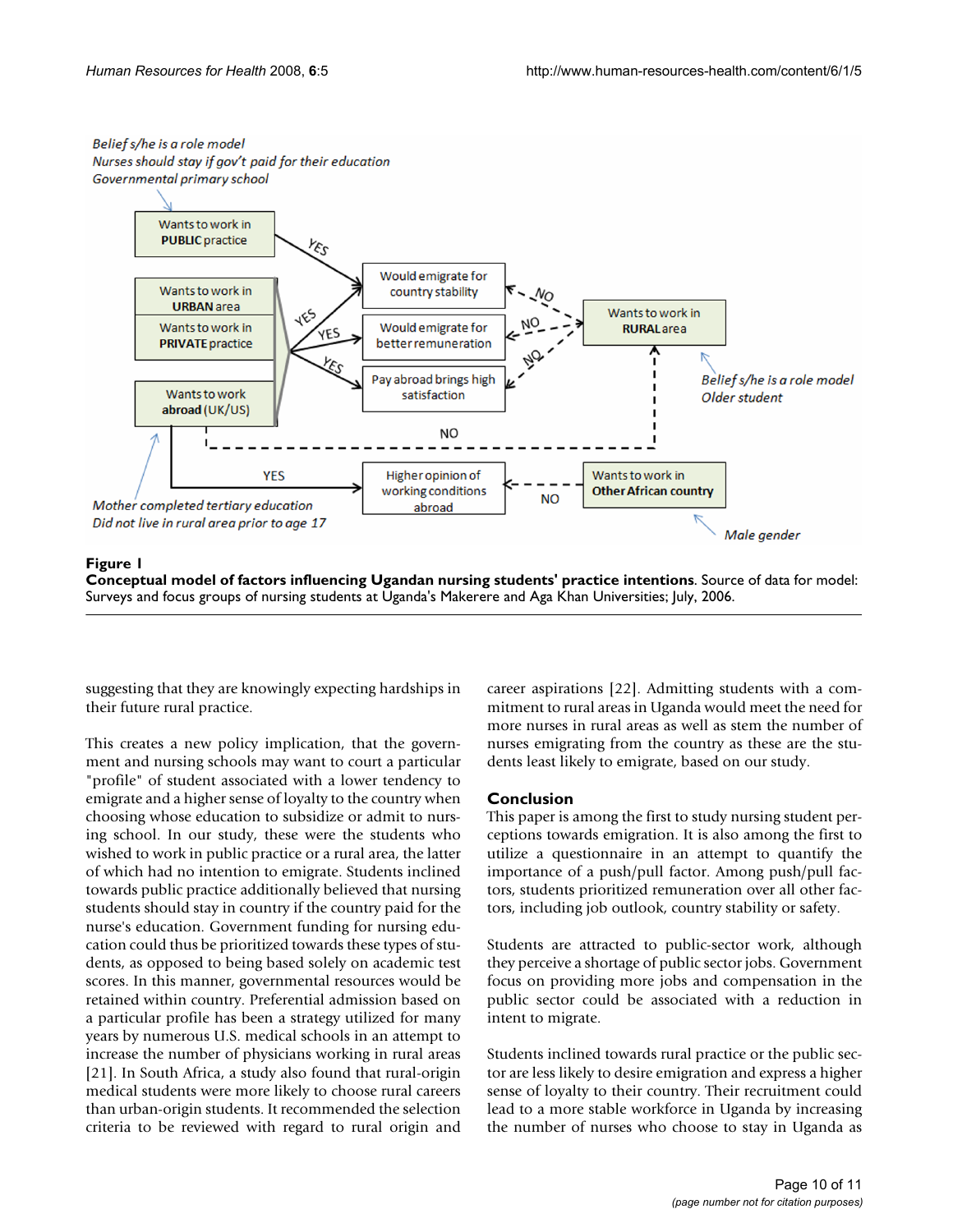**Figure 1**

**Conceptual model of factors influencing Ugandan nursing students' practice intentions**. Source of data for model: Surveys and focus groups of nursing students at Uganda's Makerere and Aga Khan Universities; July, 2006.

suggesting that they are knowingly expecting hardships in their future rural practice.

This creates a new policy implication, that the government and nursing schools may want to court a particular "profile" of student associated with a lower tendency to emigrate and a higher sense of loyalty to the country when choosing whose education to subsidize or admit to nursing school. In our study, these were the students who wished to work in public practice or a rural area, the latter of which had no intention to emigrate. Students inclined towards public practice additionally believed that nursing students should stay in country if the country paid for the nurse's education. Government funding for nursing education could thus be prioritized towards these types of students, as opposed to being based solely on academic test scores. In this manner, governmental resources would be retained within country. Preferential admission based on a particular profile has been a strategy utilized for many years by numerous U.S. medical schools in an attempt to increase the number of physicians working in rural areas [21]. In South Africa, a study also found that rural-origin medical students were more likely to choose rural careers than urban-origin students. It recommended the selection criteria to be reviewed with regard to rural origin and career aspirations [22]. Admitting students with a commitment to rural areas in Uganda would meet the need for more nurses in rural areas as well as stem the number of nurses emigrating from the country as these are the students least likely to emigrate, based on our study.

## Conclusion

This paper is among the first to study nursing student perceptions towards emigration. It is also among the first to utilize a questionnaire in an attempt to quantify the importance of a push/pull factor. Among push/pull factors, students prioritized remuneration over all other factors, including job outlook, country stability or safety.

Students are attracted to public-sector work, although they perceive a shortage of public sector jobs. Government focus on providing more jobs and compensation in the public sector could be associated with a reduction in intent to migrate.

Students inclined towards rural practice or the public sector are less likely to desire emigration and express a higher sense of loyalty to their country. Their recruitment could lead to a more stable workforce in Uganda by increasing the number of nurses who choose to stay in Uganda as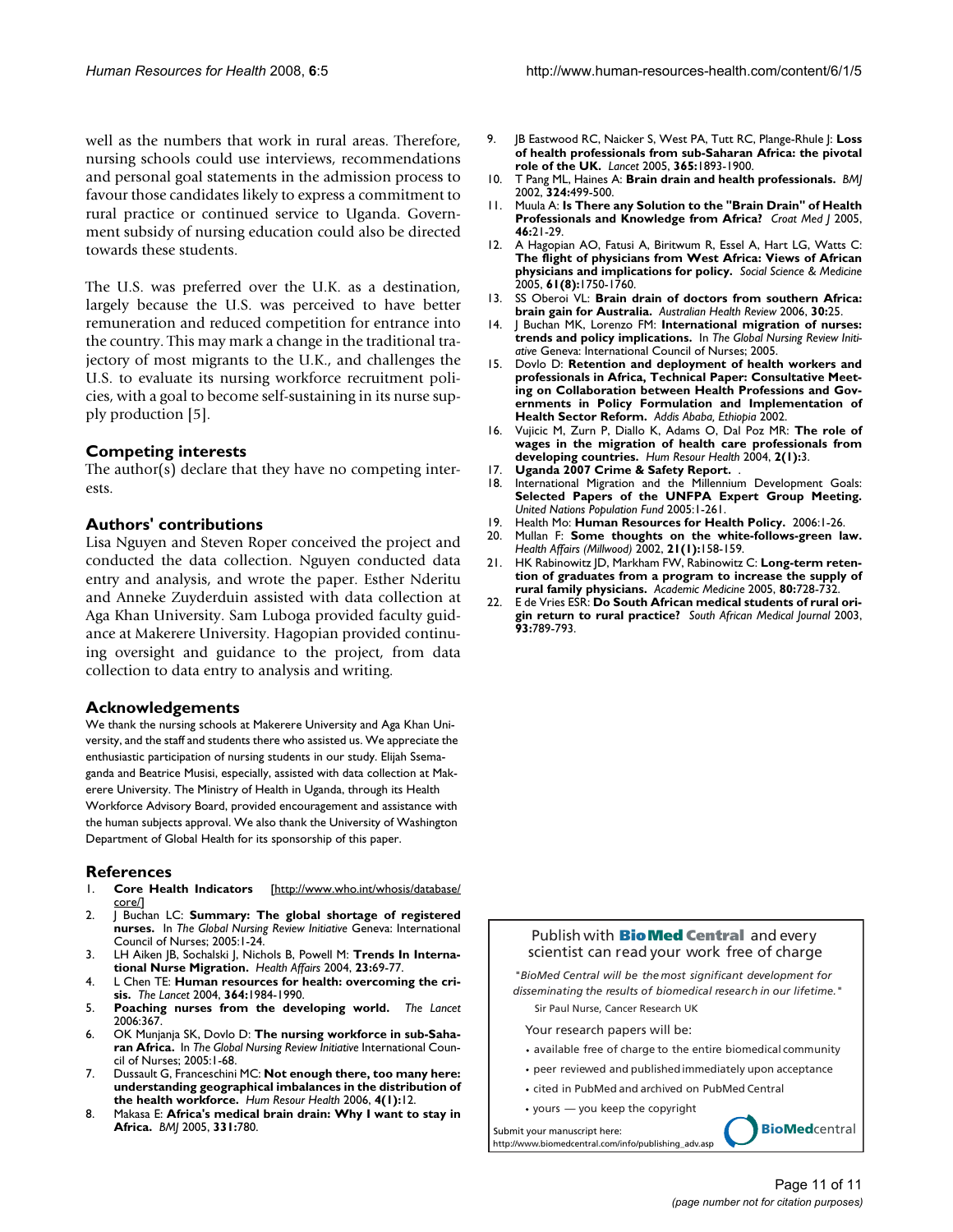well as the numbers that work in rural areas. Therefore, nursing schools could use interviews, recommendations and personal goal statements in the admission process to favour those candidates likely to express a commitment to rural practice or continued service to Uganda. Government subsidy of nursing education could also be directed towards these students.

The U.S. was preferred over the U.K. as a destination, largely because the U.S. was perceived to have better remuneration and reduced competition for entrance into the country. This may mark a change in the traditional trajectory of most migrants to the U.K., and challenges the U.S. to evaluate its nursing workforce recruitment policies, with a goal to become self-sustaining in its nurse supply production [5].

## Competing interests

The author(s) declare that they have no competing interests.

## Authors' contributions

Lisa Nguyen and Steven Roper conceived the project and conducted the data collection. Nguyen conducted data entry and analysis, and wrote the paper. Esther Nderitu and Anneke Zuyderduin assisted with data collection at Aga Khan University. Sam Luboga provided faculty guidance at Makerere University. Hagopian provided continuing oversight and guidance to the project, from data collection to data entry to analysis and writing.

## Acknowledgements

We thank the nursing schools at Makerere University and Aga Khan University, and the staff and students there who assisted us. We appreciate the enthusiastic participation of nursing students in our study. Elijah Ssemaganda and Beatrice Musisi, especially, assisted with data collection at Makerere University. The Ministry of Health in Uganda, through its Health Workforce Advisory Board, provided encouragement and assistance with the human subjects approval. We also thank the University of Washington Department of Global Health for its sponsorship of this paper.

## References

1. **Core Health Indicators** [http://www.who.int/whosis/database/core/]
2. J Buchan LC: **Summary: The global shortage of registered nurses.** In *The Global Nursing Review Initiative* Geneva: International Council of Nurses; 2005:1-24.
3. LH Aiken JB, Sochalski J, Nichols B, Powell M: **Trends In International Nurse Migration.** *Health Affairs* 2004, **23:**69-77.
4. L Chen TE: **Human resources for health: overcoming the crisis.** *The Lancet* 2004, **364:**1984-1990.
5. **Poaching nurses from the developing world.** *The Lancet* 2006:367.
6. OK Munjanja SK, Dovlo D: **The nursing workforce in sub-Saharan Africa.** In *The Global Nursing Review Initiative* International Council of Nurses; 2005:1-68.
7. Dussault G, Franceschini MC: **Not enough there, too many here: understanding geographical imbalances in the distribution of the health workforce.** *Hum Resour Health* 2006, **4(1):**12.
8. Makasa E: **Africa's medical brain drain: Why I want to stay in Africa.** *BMJ* 2005, **331:**780.
9. JB Eastwood RC, Naicker S, West PA, Tutt RC, Plange-Rhule J: **Loss of health professionals from sub-Saharan Africa: the pivotal role of the UK.** *Lancet* 2005, **365:**1893-1900.
10. T Pang ML, Haines A: **Brain drain and health professionals.** *BMJ* 2002, **324:**499-500.
11. Muula A: **Is There any Solution to the "Brain Drain" of Health Professionals and Knowledge from Africa?** *Croat Med J* 2005, **46:**21-29.
12. A Hagopian AO, Fatusi A, Biritwum R, Essel A, Hart LG, Watts C: **The flight of physicians from West Africa: Views of African physicians and implications for policy.** *Social Science & Medicine* 2005, **61(8):**1750-1760.
13. SS Oberoi VL: **Brain drain of doctors from southern Africa: brain gain for Australia.** *Australian Health Review* 2006, **30:**25.
14. J Buchan MK, Lorenzo FM: **International migration of nurses: trends and policy implications.** In *The Global Nursing Review Initiative* Geneva: International Council of Nurses; 2005.
15. Dovlo D: **Retention and deployment of health workers and professionals in Africa, Technical Paper: Consultative Meeting on Collaboration between Health Professions and Governments in Policy Formulation and Implementation of Health Sector Reform.** *Addis Ababa, Ethiopia* 2002.
16. Vujicic M, Zurn P, Diallo K, Adams O, Dal Poz MR: **The role of wages in the migration of health care professionals from developing countries.** *Hum Resour Health* 2004, **2(1):**3.
17. **Uganda 2007 Crime & Safety Report.** .
18. International Migration and the Millennium Development Goals: **Selected Papers of the UNFPA Expert Group Meeting.** *United Nations Population Fund* 2005:1-261.
19. Health Mo: **Human Resources for Health Policy.** 2006:1-26.
20. Mullan F: **Some thoughts on the white-follows-green law.** *Health Affairs (Millwood)* 2002, **21(1):**158-159.
21. HK Rabinowitz JD, Markham FW, Rabinowitz C: **Long-term retention of graduates from a program to increase the supply of rural family physicians.** *Academic Medicine* 2005, **80:**728-732.
22. E de Vries ESR: **Do South African medical students of rural origin return to rural practice?** *South African Medical Journal* 2003, **93:**789-793.

Publish with **BioMed Central** and every scientist can read your work free of charge

*"BioMed Central will be the most significant development for disseminating the results of biomedical research in our lifetime."*
Sir Paul Nurse, Cancer Research UK

Your research papers will be:

- available free of charge to the entire biomedical community
- peer reviewed and published immediately upon acceptance
- cited in PubMed and archived on PubMed Central
- yours — you keep the copyright

Submit your manuscript here:
http://www.biomedcentral.com/info/publishing_adv.asp

BioMedcentral